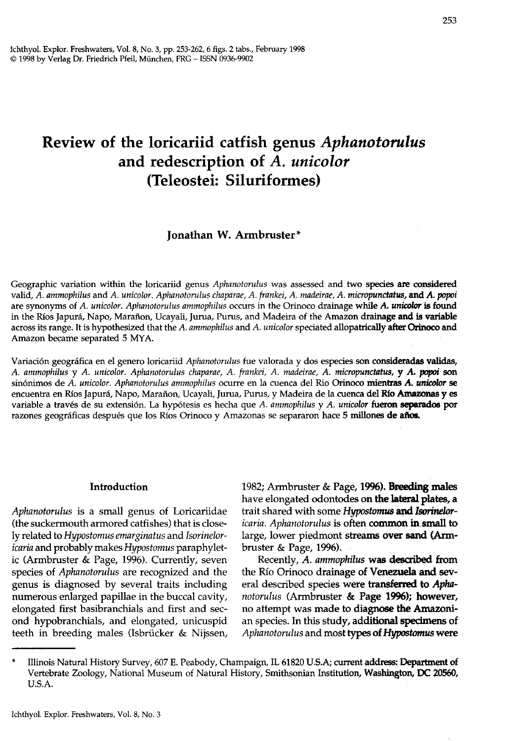# Review of the loricariid catfish genus *Aphanotorulus* and redescription of *A. unicolor* (Teleostei: Siluriformes)

**Jonathan W. Armbruster***

Geographic variation within the loricariid genus *Aphanotorulus* was assessed and two species are considered valid, *A. ammophilus* and *A. unicolor*. *Aphanotorulus chaparae*, *A. frankei*, *A. madeirae*, *A. micropunctatus*, and *A. popoi* are synonyms of *A. unicolor*. *Aphanotorulus ammophilus* occurs in the Orinoco drainage while *A. unicolor* is found in the Ríos Japurá, Napo, Marañon, Ucayali, Jurua, Purus, and Madeira of the Amazon drainage and is variable across its range. It is hypothesized that the *A. ammophilus* and *A. unicolor* speciated allopatrically after Orinoco and Amazon became separated 5 MYA.

Variación geográfica en el genero loricariid *Aphanotorulus* fue valorada y dos especies son consideradas validas, *A. ammophilus* y *A. unicolor*. *Aphanotorulus chaparae*, *A. frankei*, *A. madeirae*, *A. micropunctatus*, y *A. popoi* son sinónimos de *A. unicolor*. *Aphanotorulus ammophilus* ocurre en la cuenca del Rio Orinoco mientras *A. unicolor* se encuentra en Ríos Japurá, Napo, Marañon, Ucayali, Jurua, Purus, y Madeira de la cuenca del Río Amazonas y es variable a través de su extensión. La hypótesis es hecha que *A. ammophilus* y *A. unicolor* fueron separados por razones geográficas después que los Ríos Orinoco y Amazonas se separaron hace 5 millones de años.

## Introduction

*Aphanotorulus* is a small genus of Loricariidae (the suckermouth armored catfishes) that is closely related to *Hypostomus emarginatus* and *Isorineloricaria* and probably makes *Hypostomus* paraphyletic (Armbruster & Page, 1996). Currently, seven species of *Aphanotorulus* are recognized and the genus is diagnosed by several traits including numerous enlarged papillae in the buccal cavity, elongated first basibranchials and first and second hypobranchials, and elongated, unicuspid teeth in breeding males (Isbrücker & Nijssen, 1982; Armbruster & Page, 1996). Breeding males have elongated odontodes on the lateral plates, a trait shared with some *Hypostomus* and *Isorineloricaria*. *Aphanotorulus* is often common in small to large, lower piedmont streams over sand (Armbruster & Page, 1996).

Recently, *A. ammophilus* was described from the Río Orinoco drainage of Venezuela and several described species were transferred to *Aphanotorulus* (Armbruster & Page 1996); however, no attempt was made to diagnose the Amazonian species. In this study, additional specimens of *Aphanotorulus* and most types of *Hypostomus* were

* Illinois Natural History Survey, 607 E. Peabody, Champaign, IL 61820 U.S.A; current address: Department of Vertebrate Zoology, National Museum of Natural History, Smithsonian Institution, Washington, DC 20560, U.S.A.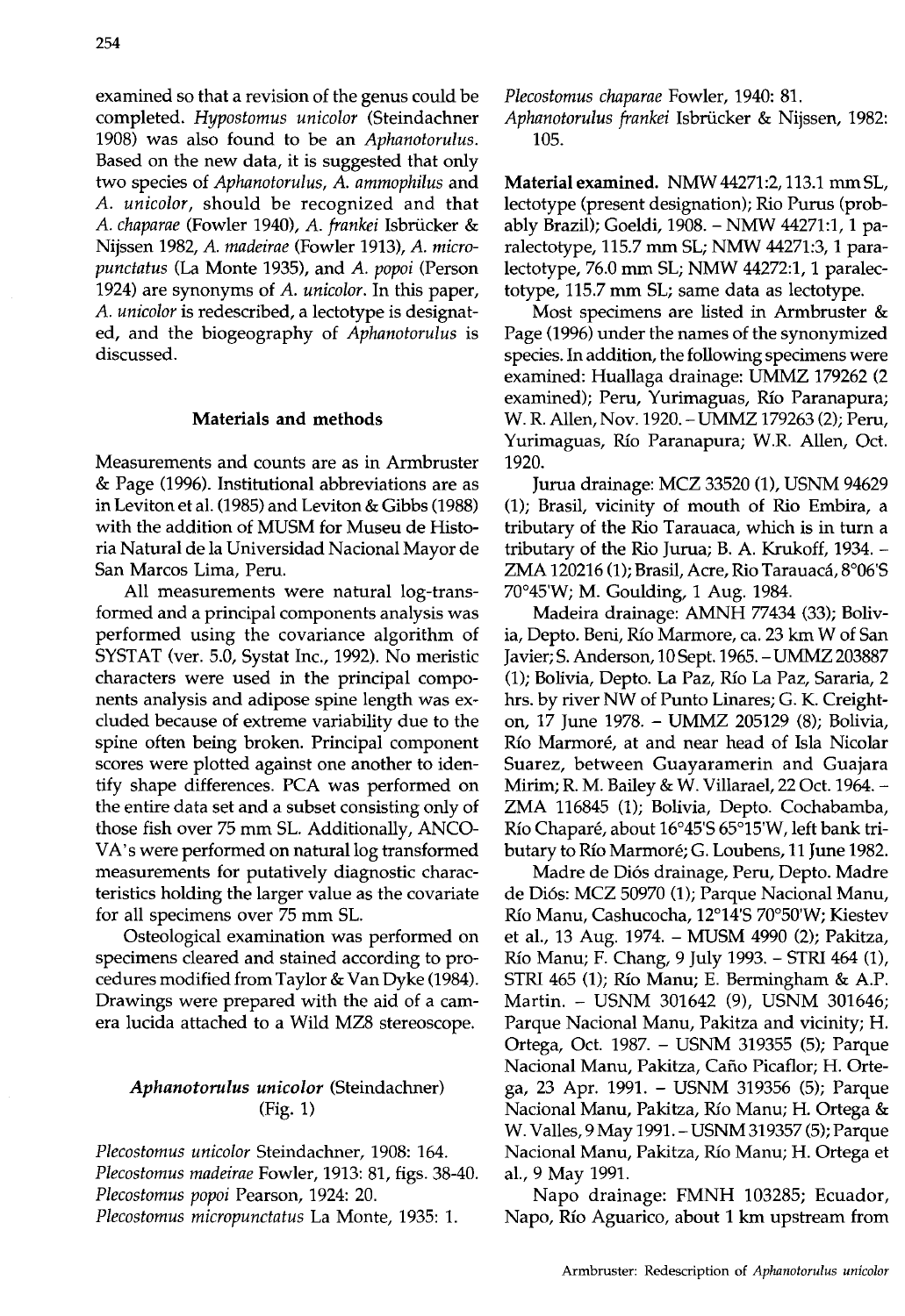examined so that a revision of the genus could be completed. *Hypostomus unicolor* (Steindachner 1908) was also found to be an *Aphanotorulus*. Based on the new data, it is suggested that only two species of *Aphanotorulus*, *A. ammophilus* and *A. unicolor*, should be recognized and that *A. chaparae* (Fowler 1940), *A. frankei* Isbrücker & Nijssen 1982, *A. madeirae* (Fowler 1913), *A. micropunctatus* (La Monte 1935), and *A. popoi* (Person 1924) are synonyms of *A. unicolor*. In this paper, *A. unicolor* is redescribed, a lectotype is designated, and the biogeography of *Aphanotorulus* is discussed.

## Materials and methods

Measurements and counts are as in Armbruster & Page (1996). Institutional abbreviations are as in Leviton et al. (1985) and Leviton & Gibbs (1988) with the addition of MUSM for Museu de Historia Natural de la Universidad Nacional Mayor de San Marcos Lima, Peru.

All measurements were natural log-transformed and a principal components analysis was performed using the covariance algorithm of SYSTAT (ver. 5.0, Systat Inc., 1992). No meristic characters were used in the principal components analysis and adipose spine length was excluded because of extreme variability due to the spine often being broken. Principal component scores were plotted against one another to identify shape differences. PCA was performed on the entire data set and a subset consisting only of those fish over 75 mm SL. Additionally, ANCOVA's were performed on natural log transformed measurements for putatively diagnostic characteristics holding the larger value as the covariate for all specimens over 75 mm SL.

Osteological examination was performed on specimens cleared and stained according to procedures modified from Taylor & Van Dyke (1984). Drawings were prepared with the aid of a camera lucida attached to a Wild MZ8 stereoscope.

## *Aphanotorulus unicolor* (Steindachner) (Fig. 1)

*Plecostomus unicolor* Steindachner, 1908: 164.
*Plecostomus madeirae* Fowler, 1913: 81, figs. 38-40.
*Plecostomus popoi* Pearson, 1924: 20.
*Plecostomus micropunctatus* La Monte, 1935: 1.
*Plecostomus chaparae* Fowler, 1940: 81.
*Aphanotorulus frankei* Isbrücker & Nijssen, 1982: 105.

**Material examined.** NMW 44271:2, 113.1 mm SL, lectotype (present designation); Rio Purus (probably Brazil); Goeldi, 1908. – NMW 44271:1, 1 paralectotype, 115.7 mm SL; NMW 44271:3, 1 paralectotype, 76.0 mm SL; NMW 44272:1, 1 paralectotype, 115.7 mm SL; same data as lectotype.

Most specimens are listed in Armbruster & Page (1996) under the names of the synonymized species. In addition, the following specimens were examined: Huallaga drainage: UMMZ 179262 (2 examined); Peru, Yurimaguas, Río Paranapura; W. R. Allen, Nov. 1920. – UMMZ 179263 (2); Peru, Yurimaguas, Río Paranapura; W.R. Allen, Oct. 1920.

Jurua drainage: MCZ 33520 (1), USNM 94629 (1); Brasil, vicinity of mouth of Rio Embira, a tributary of the Rio Tarauaca, which is in turn a tributary of the Rio Jurua; B. A. Krukoff, 1934. – ZMA 120216 (1); Brasil, Acre, Rio Tarauacá, 8°06'S 70°45'W; M. Goulding, 1 Aug. 1984.

Madeira drainage: AMNH 77434 (33); Bolivia, Depto. Beni, Río Marmore, ca. 23 km W of San Javier; S. Anderson, 10 Sept. 1965. – UMMZ 203887 (1); Bolivia, Depto. La Paz, Río La Paz, Sararia, 2 hrs. by river NW of Punto Linares; G. K. Creighton, 17 June 1978. – UMMZ 205129 (8); Bolivia, Río Marmoré, at and near head of Isla Nicolar Suarez, between Guayaramerin and Guajara Mirim; R. M. Bailey & W. Villarael, 22 Oct. 1964. – ZMA 116845 (1); Bolivia, Depto. Cochabamba, Río Chaparé, about 16°45'S 65°15'W, left bank tributary to Río Marmoré; G. Loubens, 11 June 1982.

Madre de Diós drainage, Peru, Depto. Madre de Diós: MCZ 50970 (1); Parque Nacional Manu, Río Manu, Cashucocha, 12°14'S 70°50'W; Kiestev et al., 13 Aug. 1974. – MUSM 4990 (2); Pakitza, Río Manu; F. Chang, 9 July 1993. – STRI 464 (1), STRI 465 (1); Río Manu; E. Bermingham & A.P. Martin. – USNM 301642 (9), USNM 301646; Parque Nacional Manu, Pakitza and vicinity; H. Ortega, Oct. 1987. – USNM 319355 (5); Parque Nacional Manu, Pakitza, Caño Picaflor; H. Ortega, 23 Apr. 1991. – USNM 319356 (5); Parque Nacional Manu, Pakitza, Río Manu; H. Ortega & W. Valles, 9 May 1991. – USNM 319357 (5); Parque Nacional Manu, Pakitza, Río Manu; H. Ortega et al., 9 May 1991.

Napo drainage: FMNH 103285; Ecuador, Napo, Río Aguarico, about 1 km upstream from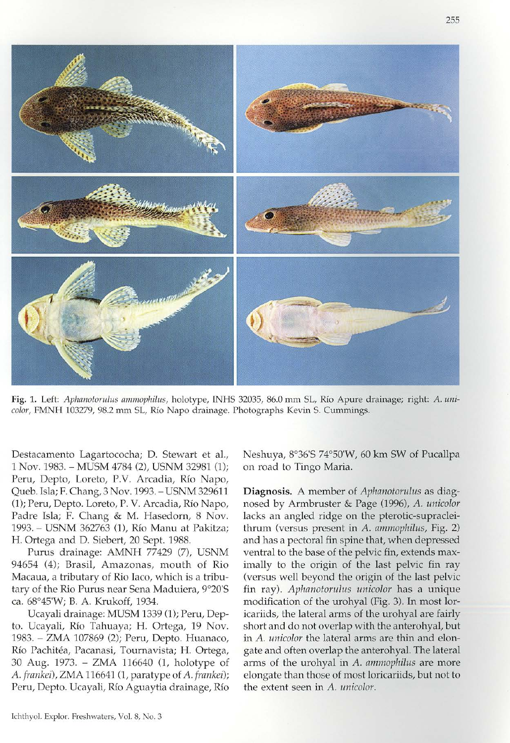Fig. 1. Left: *Aphanotorulus ammophilus*, holotype, INHS 32035, 86.0 mm SL, Río Apure drainage; right: *A. unicolor*, FMNH 103279, 98.2 mm SL, Río Napo drainage. Photographs Kevin S. Cummings.

Destacamento Lagartococha; D. Stewart et al., 1 Nov. 1983. – MUSM 4784 (2), USNM 32981 (1); Peru, Depto, Loreto, P.V. Arcadia, Río Napo, Queb. Isla; F. Chang, 3 Nov. 1993. – USNM 329611 (1); Peru, Depto. Loreto, P. V. Arcadia, Río Napo, Padre Isla; F. Chang & M. Hasedorn, 8 Nov. 1993. – USNM 362763 (1), Río Manu at Pakitza; H. Ortega and D. Siebert, 20 Sept. 1988.

Purus drainage: AMNH 77429 (7), USNM 94654 (4); Brasil, Amazonas, mouth of Rio Macaua, a tributary of Rio Iaco, which is a tributary of the Rio Purus near Sena Maduiera, 9°20'S ca. 68°45'W; B. A. Krukoff, 1934.

Ucayali drainage: MUSM 1339 (1); Peru, Depto. Ucayali, Río Tahuaya; H. Ortega, 19 Nov. 1983. – ZMA 107869 (2); Peru, Depto. Huanaco, Río Pachitéa, Pacanasi, Tournavista; H. Ortega, 30 Aug. 1973. – ZMA 116640 (1, holotype of *A. frankei*), ZMA 116641 (1, paratype of *A. frankei*); Peru, Depto. Ucayali, Río Aguaytia drainage, Río Neshuya, 8°36'S 74°50'W, 60 km SW of Pucallpa on road to Tingo Maria.

**Diagnosis.** A member of *Aphanotorulus* as diagnosed by Armbruster & Page (1996), *A. unicolor* lacks an angled ridge on the pterotic-supracleithrum (versus present in *A. ammophilus*, Fig. 2) and has a pectoral fin spine that, when depressed ventral to the base of the pelvic fin, extends maximally to the origin of the last pelvic fin ray (versus well beyond the origin of the last pelvic fin ray). *Aphanotorulus unicolor* has a unique modification of the urohyal (Fig. 3). In most loricariids, the lateral arms of the urohyal are fairly short and do not overlap with the anterohyal, but in *A. unicolor* the lateral arms are thin and elongate and often overlap the anterohyal. The lateral arms of the urohyal in *A. ammophilus* are more elongate than those of most loricariids, but not to the extent seen in *A. unicolor*.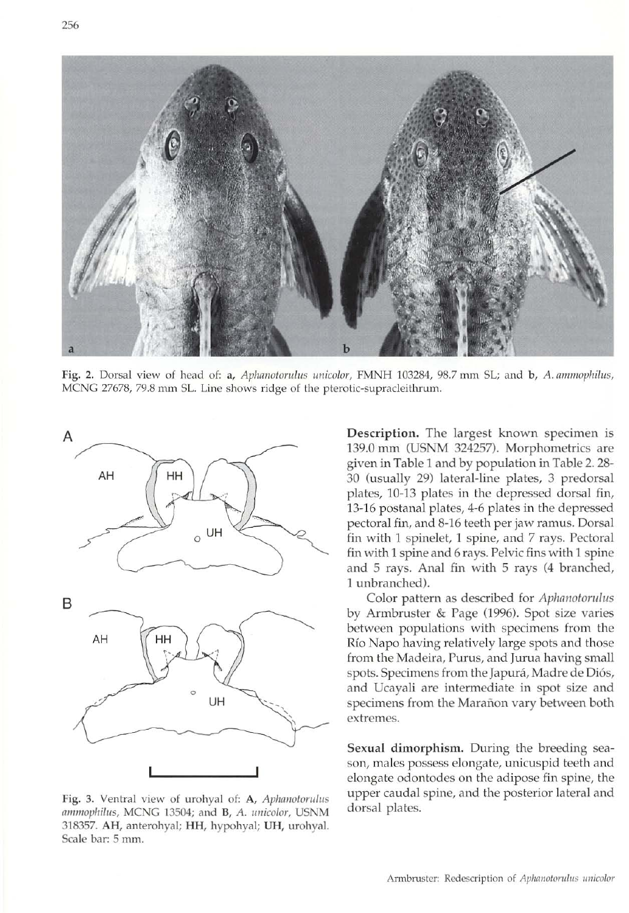Fig. 2. Dorsal view of head of: **a**, *Aphanotorulus unicolor*, FMNH 103284, 98.7 mm SL; and **b**, *A. ammophilus*, MCNG 27678, 79.8 mm SL. Line shows ridge of the pterotic-supracleithrum.

Fig. 3. Ventral view of urohyal of: **A**, *Aphanotorulus ammophilus*, MCNG 13504; and **B**, *A. unicolor*, USNM 318357. **AH**, anterohyal; **HH**, hypohyal; **UH**, urohyal. Scale bar: 5 mm.

**Description.** The largest known specimen is 139.0 mm (USNM 324257). Morphometrics are given in Table 1 and by population in Table 2. 28-30 (usually 29) lateral-line plates, 3 predorsal plates, 10-13 plates in the depressed dorsal fin, 13-16 postanal plates, 4-6 plates in the depressed pectoral fin, and 8-16 teeth per jaw ramus. Dorsal fin with 1 spinelet, 1 spine, and 7 rays. Pectoral fin with 1 spine and 6 rays. Pelvic fins with 1 spine and 5 rays. Anal fin with 5 rays (4 branched, 1 unbranched).

Color pattern as described for *Aphanotorulus* by Armbruster & Page (1996). Spot size varies between populations with specimens from the Río Napo having relatively large spots and those from the Madeira, Purus, and Jurua having small spots. Specimens from the Japurá, Madre de Diós, and Ucayali are intermediate in spot size and specimens from the Marañon vary between both extremes.

**Sexual dimorphism.** During the breeding season, males possess elongate, unicuspid teeth and elongate odontodes on the adipose fin spine, the upper caudal spine, and the posterior lateral and dorsal plates.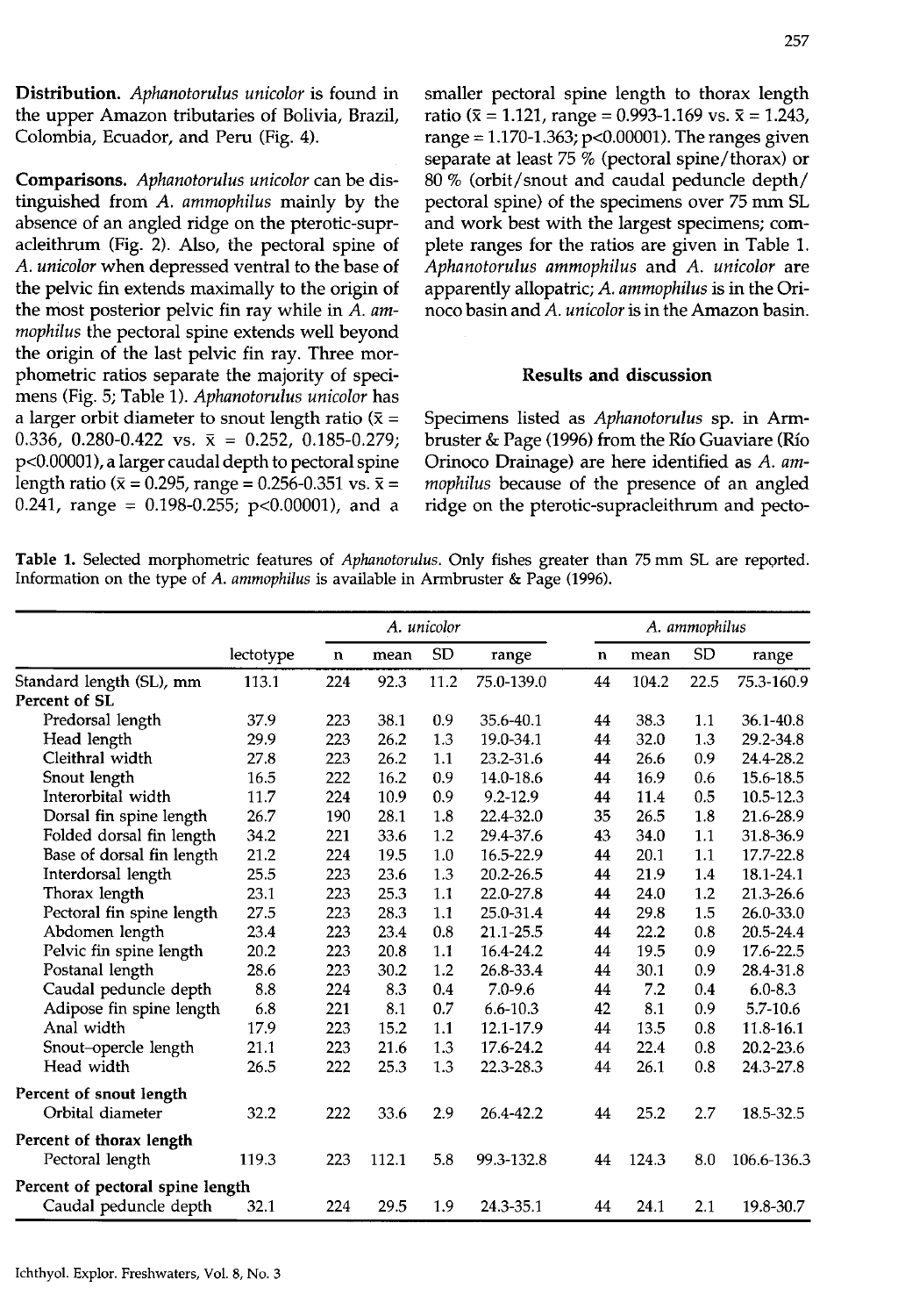**Distribution.** *Aphanotorulus unicolor* is found in the upper Amazon tributaries of Bolivia, Brazil, Colombia, Ecuador, and Peru (Fig. 4).

**Comparisons.** *Aphanotorulus unicolor* can be distinguished from *A. ammophilus* mainly by the absence of an angled ridge on the pterotic-supracleithrum (Fig. 2). Also, the pectoral spine of *A. unicolor* when depressed ventral to the base of the pelvic fin extends maximally to the origin of the most posterior pelvic fin ray while in *A. ammophilus* the pectoral spine extends well beyond the origin of the last pelvic fin ray. Three morphometric ratios separate the majority of specimens (Fig. 5; Table 1). *Aphanotorulus unicolor* has a larger orbit diameter to snout length ratio ($\bar{x}$ = 0.336, 0.280-0.422 vs. $\bar{x}$ = 0.252, 0.185-0.279; $p<0.00001$), a larger caudal depth to pectoral spine length ratio ($\bar{x}$ = 0.295, range = 0.256-0.351 vs. $\bar{x}$ = 0.241, range = 0.198-0.255; $p<0.00001$), and a smaller pectoral spine length to thorax length ratio ($\bar{x}$ = 1.121, range = 0.993-1.169 vs. $\bar{x}$ = 1.243, range = 1.170-1.363; $p<0.00001$). The ranges given separate at least 75 % (pectoral spine/thorax) or 80 % (orbit/snout and caudal peduncle depth/pectoral spine) of the specimens over 75 mm SL and work best with the largest specimens; complete ranges for the ratios are given in Table 1. *Aphanotorulus ammophilus* and *A. unicolor* are apparently allopatric; *A. ammophilus* is in the Orinoco basin and *A. unicolor* is in the Amazon basin.

## Results and discussion

Specimens listed as *Aphanotorulus* sp. in Armbruster & Page (1996) from the Río Guaviare (Río Orinoco Drainage) are here identified as *A. ammophilus* because of the presence of an angled ridge on the pterotic-supracleithrum and pecto-

**Table 1.** Selected morphometric features of *Aphanotorulus*. Only fishes greater than 75 mm SL are reported. Information on the type of *A. ammophilus* is available in Armbruster & Page (1996).

| | | *A. unicolor* | | | | *A. ammophilus* | | | |
|---|---|---|---|---|---|---|---|---|---|
| | lectotype | n | mean | SD | range | n | mean | SD | range |
| Standard length (SL), mm | 113.1 | 224 | 92.3 | 11.2 | 75.0-139.0 | 44 | 104.2 | 22.5 | 75.3-160.9 |
| **Percent of SL** | | | | | | | | | |
| Predorsal length | 37.9 | 223 | 38.1 | 0.9 | 35.6-40.1 | 44 | 38.3 | 1.1 | 36.1-40.8 |
| Head length | 29.9 | 223 | 26.2 | 1.3 | 19.0-34.1 | 44 | 32.0 | 1.3 | 29.2-34.8 |
| Cleithral width | 27.8 | 223 | 26.2 | 1.1 | 23.2-31.6 | 44 | 26.6 | 0.9 | 24.4-28.2 |
| Snout length | 16.5 | 222 | 16.2 | 0.9 | 14.0-18.6 | 44 | 16.9 | 0.6 | 15.6-18.5 |
| Interorbital width | 11.7 | 224 | 10.9 | 0.9 | 9.2-12.9 | 44 | 11.4 | 0.5 | 10.5-12.3 |
| Dorsal fin spine length | 26.7 | 190 | 28.1 | 1.8 | 22.4-32.0 | 35 | 26.5 | 1.8 | 21.6-28.9 |
| Folded dorsal fin length | 34.2 | 221 | 33.6 | 1.2 | 29.4-37.6 | 43 | 34.0 | 1.1 | 31.8-36.9 |
| Base of dorsal fin length | 21.2 | 224 | 19.5 | 1.0 | 16.5-22.9 | 44 | 20.1 | 1.1 | 17.7-22.8 |
| Interdorsal length | 25.5 | 223 | 23.6 | 1.3 | 20.2-26.5 | 44 | 21.9 | 1.4 | 18.1-24.1 |
| Thorax length | 23.1 | 223 | 25.3 | 1.1 | 22.0-27.8 | 44 | 24.0 | 1.2 | 21.3-26.6 |
| Pectoral fin spine length | 27.5 | 223 | 28.3 | 1.1 | 25.0-31.4 | 44 | 29.8 | 1.5 | 26.0-33.0 |
| Abdomen length | 23.4 | 223 | 23.4 | 0.8 | 21.1-25.5 | 44 | 22.2 | 0.8 | 20.5-24.4 |
| Pelvic fin spine length | 20.2 | 223 | 20.8 | 1.1 | 16.4-24.2 | 44 | 19.5 | 0.9 | 17.6-22.5 |
| Postanal length | 28.6 | 223 | 30.2 | 1.2 | 26.8-33.4 | 44 | 30.1 | 0.9 | 28.4-31.8 |
| Caudal peduncle depth | 8.8 | 224 | 8.3 | 0.4 | 7.0-9.6 | 44 | 7.2 | 0.4 | 6.0-8.3 |
| Adipose fin spine length | 6.8 | 221 | 8.1 | 0.7 | 6.6-10.3 | 42 | 8.1 | 0.9 | 5.7-10.6 |
| Anal width | 17.9 | 223 | 15.2 | 1.1 | 12.1-17.9 | 44 | 13.5 | 0.8 | 11.8-16.1 |
| Snout-opercle length | 21.1 | 223 | 21.6 | 1.3 | 17.6-24.2 | 44 | 22.4 | 0.8 | 20.2-23.6 |
| Head width | 26.5 | 222 | 25.3 | 1.3 | 22.3-28.3 | 44 | 26.1 | 0.8 | 24.3-27.8 |
| **Percent of snout length** | | | | | | | | | |
| Orbital diameter | 32.2 | 222 | 33.6 | 2.9 | 26.4-42.2 | 44 | 25.2 | 2.7 | 18.5-32.5 |
| **Percent of thorax length** | | | | | | | | | |
| Pectoral length | 119.3 | 223 | 112.1 | 5.8 | 99.3-132.8 | 44 | 124.3 | 8.0 | 106.6-136.3 |
| **Percent of pectoral spine length** | | | | | | | | | |
| Caudal peduncle depth | 32.1 | 224 | 29.5 | 1.9 | 24.3-35.1 | 44 | 24.1 | 2.1 | 19.8-30.7 |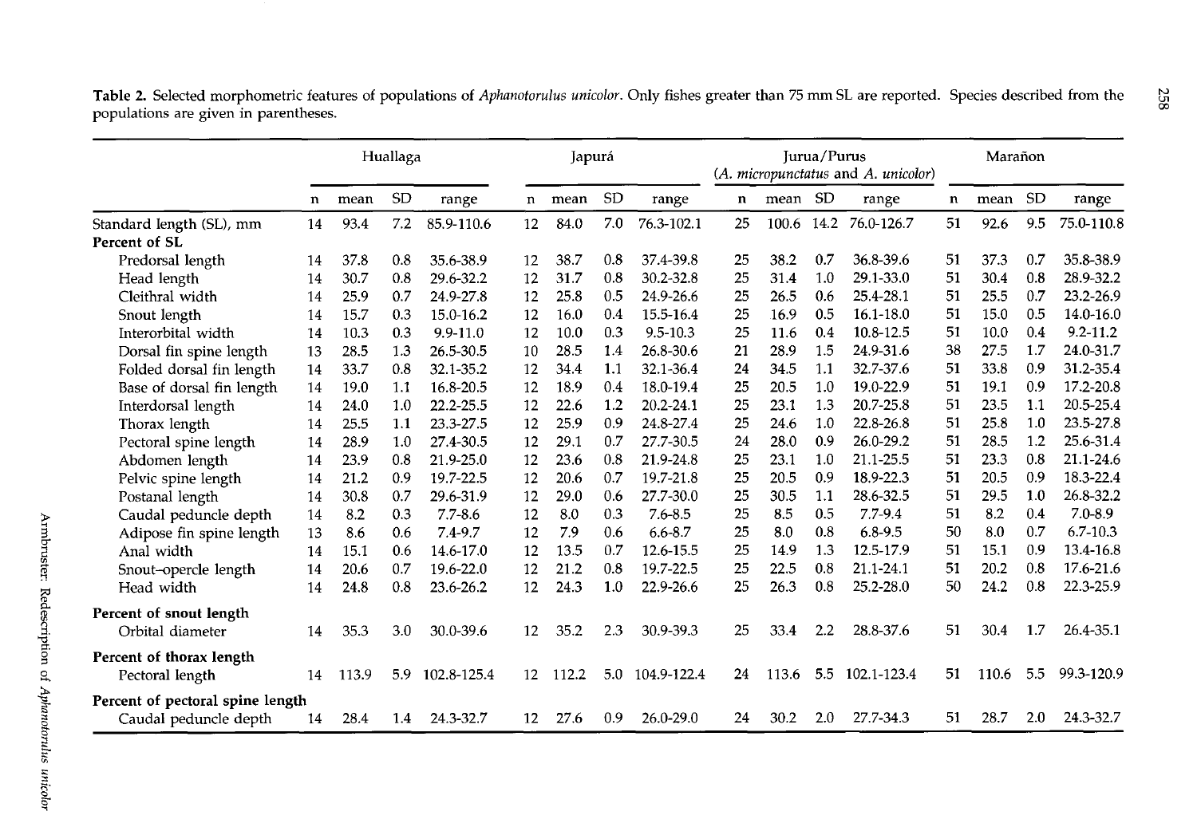Table 2. Selected morphometric features of populations of *Aphanotorulus unicolor*. Only fishes greater than 75 mm SL are reported. Species described from the populations are given in parentheses.

| | Huallaga | | | | Japurá | | | | Jurua/Purus (*A. micropunctatus* and *A. unicolor*) | | | | Marañon | | | |
|---|---|---|---|---|---|---|---|---|---|---|---|---|---|---|---|---|
| | n | mean | SD | range | n | mean | SD | range | n | mean | SD | range | n | mean | SD | range |
| Standard length (SL), mm | 14 | 93.4 | 7.2 | 85.9-110.6 | 12 | 84.0 | 7.0 | 76.3-102.1 | 25 | 100.6 | 14.2 | 76.0-126.7 | 51 | 92.6 | 9.5 | 75.0-110.8 |
| **Percent of SL** | | | | | | | | | | | | | | | | |
| Predorsal length | 14 | 37.8 | 0.8 | 35.6-38.9 | 12 | 38.7 | 0.8 | 37.4-39.8 | 25 | 38.2 | 0.7 | 36.8-39.6 | 51 | 37.3 | 0.7 | 35.8-38.9 |
| Head length | 14 | 30.7 | 0.8 | 29.6-32.2 | 12 | 31.7 | 0.8 | 30.2-32.8 | 25 | 31.4 | 1.0 | 29.1-33.0 | 51 | 30.4 | 0.8 | 28.9-32.2 |
| Cleithral width | 14 | 25.9 | 0.7 | 24.9-27.8 | 12 | 25.8 | 0.5 | 24.9-26.6 | 25 | 26.5 | 0.6 | 25.4-28.1 | 51 | 25.5 | 0.7 | 23.2-26.9 |
| Snout length | 14 | 15.7 | 0.3 | 15.0-16.2 | 12 | 16.0 | 0.4 | 15.5-16.4 | 25 | 16.9 | 0.5 | 16.1-18.0 | 51 | 15.0 | 0.5 | 14.0-16.0 |
| Interorbital width | 14 | 10.3 | 0.3 | 9.9-11.0 | 12 | 10.0 | 0.3 | 9.5-10.3 | 25 | 11.6 | 0.4 | 10.8-12.5 | 51 | 10.0 | 0.4 | 9.2-11.2 |
| Dorsal fin spine length | 13 | 28.5 | 1.3 | 26.5-30.5 | 10 | 28.5 | 1.4 | 26.8-30.6 | 21 | 28.9 | 1.5 | 24.9-31.6 | 38 | 27.5 | 1.7 | 24.0-31.7 |
| Folded dorsal fin length | 14 | 33.7 | 0.8 | 32.1-35.2 | 12 | 34.4 | 1.1 | 32.1-36.4 | 24 | 34.5 | 1.1 | 32.7-37.6 | 51 | 33.8 | 0.9 | 31.2-35.4 |
| Base of dorsal fin length | 14 | 19.0 | 1.1 | 16.8-20.5 | 12 | 18.9 | 0.4 | 18.0-19.4 | 25 | 20.5 | 1.0 | 19.0-22.9 | 51 | 19.1 | 0.9 | 17.2-20.8 |
| Interdorsal length | 14 | 24.0 | 1.0 | 22.2-25.5 | 12 | 22.6 | 1.2 | 20.2-24.1 | 25 | 23.1 | 1.3 | 20.7-25.8 | 51 | 23.5 | 1.1 | 20.5-25.4 |
| Thorax length | 14 | 25.5 | 1.1 | 23.3-27.5 | 12 | 25.9 | 0.9 | 24.8-27.4 | 25 | 24.6 | 1.0 | 22.8-26.8 | 51 | 25.8 | 1.0 | 23.5-27.8 |
| Pectoral spine length | 14 | 28.9 | 1.0 | 27.4-30.5 | 12 | 29.1 | 0.7 | 27.7-30.5 | 24 | 28.0 | 0.9 | 26.0-29.2 | 51 | 28.5 | 1.2 | 25.6-31.4 |
| Abdomen length | 14 | 23.9 | 0.8 | 21.9-25.0 | 12 | 23.6 | 0.8 | 21.9-24.8 | 25 | 23.1 | 1.0 | 21.1-25.5 | 51 | 23.3 | 0.8 | 21.1-24.6 |
| Pelvic spine length | 14 | 21.2 | 0.9 | 19.7-22.5 | 12 | 20.6 | 0.7 | 19.7-21.8 | 25 | 20.5 | 0.9 | 18.9-22.3 | 51 | 20.5 | 0.9 | 18.3-22.4 |
| Postanal length | 14 | 30.8 | 0.7 | 29.6-31.9 | 12 | 29.0 | 0.6 | 27.7-30.0 | 25 | 30.5 | 1.1 | 28.6-32.5 | 51 | 29.5 | 1.0 | 26.8-32.2 |
| Caudal peduncle depth | 14 | 8.2 | 0.3 | 7.7-8.6 | 12 | 8.0 | 0.3 | 7.6-8.5 | 25 | 8.5 | 0.5 | 7.7-9.4 | 51 | 8.2 | 0.4 | 7.0-8.9 |
| Adipose fin spine length | 13 | 8.6 | 0.6 | 7.4-9.7 | 12 | 7.9 | 0.6 | 6.6-8.7 | 25 | 8.0 | 0.8 | 6.8-9.5 | 50 | 8.0 | 0.7 | 6.7-10.3 |
| Anal width | 14 | 15.1 | 0.6 | 14.6-17.0 | 12 | 13.5 | 0.7 | 12.6-15.5 | 25 | 14.9 | 1.3 | 12.5-17.9 | 51 | 15.1 | 0.9 | 13.4-16.8 |
| Snout–opercle length | 14 | 20.6 | 0.7 | 19.6-22.0 | 12 | 21.2 | 0.8 | 19.7-22.5 | 25 | 22.5 | 0.8 | 21.1-24.1 | 51 | 20.2 | 0.8 | 17.6-21.6 |
| Head width | 14 | 24.8 | 0.8 | 23.6-26.2 | 12 | 24.3 | 1.0 | 22.9-26.6 | 25 | 26.3 | 0.8 | 25.2-28.0 | 50 | 24.2 | 0.8 | 22.3-25.9 |
| **Percent of snout length** | | | | | | | | | | | | | | | | |
| Orbital diameter | 14 | 35.3 | 3.0 | 30.0-39.6 | 12 | 35.2 | 2.3 | 30.9-39.3 | 25 | 33.4 | 2.2 | 28.8-37.6 | 51 | 30.4 | 1.7 | 26.4-35.1 |
| **Percent of thorax length** | | | | | | | | | | | | | | | | |
| Pectoral length | 14 | 113.9 | 5.9 | 102.8-125.4 | 12 | 112.2 | 5.0 | 104.9-122.4 | 24 | 113.6 | 5.5 | 102.1-123.4 | 51 | 110.6 | 5.5 | 99.3-120.9 |
| **Percent of pectoral spine length** | | | | | | | | | | | | | | | | |
| Caudal peduncle depth | 14 | 28.4 | 1.4 | 24.3-32.7 | 12 | 27.6 | 0.9 | 26.0-29.0 | 24 | 30.2 | 2.0 | 27.7-34.3 | 51 | 28.7 | 2.0 | 24.3-32.7 |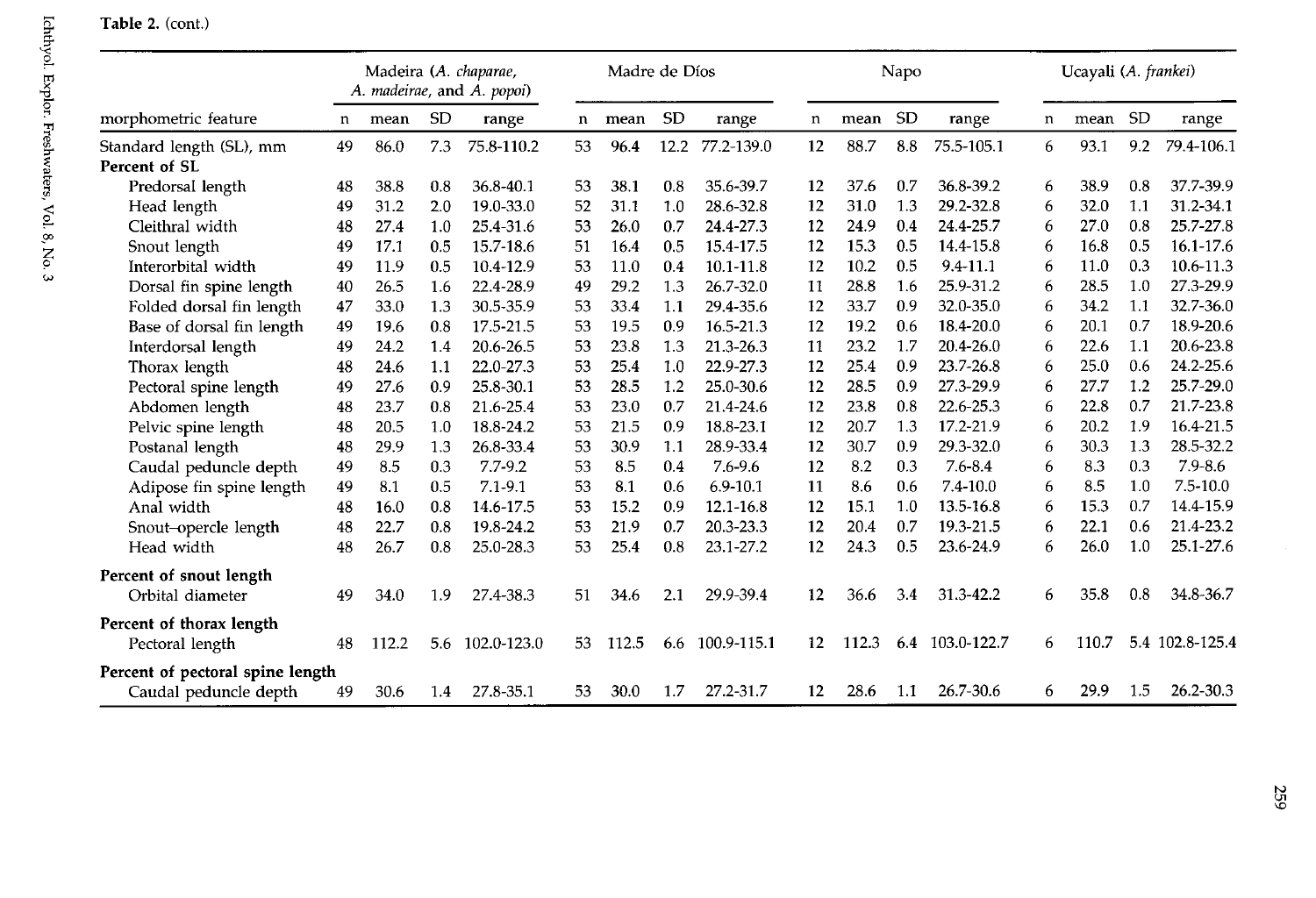**Table 2.** (cont.)

| morphometric feature | Madeira (*A. chaparae, A. madeirae*, and *A. popoi*) | | | | Madre de Díos | | | | Napo | | | | Ucayali (*A. frankei*) | | | |
|---|---|---|---|---|---|---|---|---|---|---|---|---|---|---|---|---|
| | n | mean | SD | range | n | mean | SD | range | n | mean | SD | range | n | mean | SD | range |
| Standard length (SL), mm | 49 | 86.0 | 7.3 | 75.8-110.2 | 53 | 96.4 | 12.2 | 77.2-139.0 | 12 | 88.7 | 8.8 | 75.5-105.1 | 6 | 93.1 | 9.2 | 79.4-106.1 |
| **Percent of SL** | | | | | | | | | | | | | | | | |
| Predorsal length | 48 | 38.8 | 0.8 | 36.8-40.1 | 53 | 38.1 | 0.8 | 35.6-39.7 | 12 | 37.6 | 0.7 | 36.8-39.2 | 6 | 38.9 | 0.8 | 37.7-39.9 |
| Head length | 49 | 31.2 | 2.0 | 19.0-33.0 | 52 | 31.1 | 1.0 | 28.6-32.8 | 12 | 31.0 | 1.3 | 29.2-32.8 | 6 | 32.0 | 1.1 | 31.2-34.1 |
| Cleithral width | 48 | 27.4 | 1.0 | 25.4-31.6 | 53 | 26.0 | 0.7 | 24.4-27.3 | 12 | 24.9 | 0.4 | 24.4-25.7 | 6 | 27.0 | 0.8 | 25.7-27.8 |
| Snout length | 49 | 17.1 | 0.5 | 15.7-18.6 | 51 | 16.4 | 0.5 | 15.4-17.5 | 12 | 15.3 | 0.5 | 14.4-15.8 | 6 | 16.8 | 0.5 | 16.1-17.6 |
| Interorbital width | 49 | 11.9 | 0.5 | 10.4-12.9 | 53 | 11.0 | 0.4 | 10.1-11.8 | 12 | 10.2 | 0.5 | 9.4-11.1 | 6 | 11.0 | 0.3 | 10.6-11.3 |
| Dorsal fin spine length | 40 | 26.5 | 1.6 | 22.4-28.9 | 49 | 29.2 | 1.3 | 26.7-32.0 | 11 | 28.8 | 1.6 | 25.9-31.2 | 6 | 28.5 | 1.0 | 27.3-29.9 |
| Folded dorsal fin length | 47 | 33.0 | 1.3 | 30.5-35.9 | 53 | 33.4 | 1.1 | 29.4-35.6 | 12 | 33.7 | 0.9 | 32.0-35.0 | 6 | 34.2 | 1.1 | 32.7-36.0 |
| Base of dorsal fin length | 49 | 19.6 | 0.8 | 17.5-21.5 | 53 | 19.5 | 0.9 | 16.5-21.3 | 12 | 19.2 | 0.6 | 18.4-20.0 | 6 | 20.1 | 0.7 | 18.9-20.6 |
| Interdorsal length | 49 | 24.2 | 1.4 | 20.6-26.5 | 53 | 23.8 | 1.3 | 21.3-26.3 | 11 | 23.2 | 1.7 | 20.4-26.0 | 6 | 22.6 | 1.1 | 20.6-23.8 |
| Thorax length | 48 | 24.6 | 1.1 | 22.0-27.3 | 53 | 25.4 | 1.0 | 22.9-27.3 | 12 | 25.4 | 0.9 | 23.7-26.8 | 6 | 25.0 | 0.6 | 24.2-25.6 |
| Pectoral spine length | 49 | 27.6 | 0.9 | 25.8-30.1 | 53 | 28.5 | 1.2 | 25.0-30.6 | 12 | 28.5 | 0.9 | 27.3-29.9 | 6 | 27.7 | 1.2 | 25.7-29.0 |
| Abdomen length | 48 | 23.7 | 0.8 | 21.6-25.4 | 53 | 23.0 | 0.7 | 21.4-24.6 | 12 | 23.8 | 0.8 | 22.6-25.3 | 6 | 22.8 | 0.7 | 21.7-23.8 |
| Pelvic spine length | 48 | 20.5 | 1.0 | 18.8-24.2 | 53 | 21.5 | 0.9 | 18.8-23.1 | 12 | 20.7 | 1.3 | 17.2-21.9 | 6 | 20.2 | 1.9 | 16.4-21.5 |
| Postanal length | 48 | 29.9 | 1.3 | 26.8-33.4 | 53 | 30.9 | 1.1 | 28.9-33.4 | 12 | 30.7 | 0.9 | 29.3-32.0 | 6 | 30.3 | 1.3 | 28.5-32.2 |
| Caudal peduncle depth | 49 | 8.5 | 0.3 | 7.7-9.2 | 53 | 8.5 | 0.4 | 7.6-9.6 | 12 | 8.2 | 0.3 | 7.6-8.4 | 6 | 8.3 | 0.3 | 7.9-8.6 |
| Adipose fin spine length | 49 | 8.1 | 0.5 | 7.1-9.1 | 53 | 8.1 | 0.6 | 6.9-10.1 | 11 | 8.6 | 0.6 | 7.4-10.0 | 6 | 8.5 | 1.0 | 7.5-10.0 |
| Anal width | 48 | 16.0 | 0.8 | 14.6-17.5 | 53 | 15.2 | 0.9 | 12.1-16.8 | 12 | 15.1 | 1.0 | 13.5-16.8 | 6 | 15.3 | 0.7 | 14.4-15.9 |
| Snout–opercle length | 48 | 22.7 | 0.8 | 19.8-24.2 | 53 | 21.9 | 0.7 | 20.3-23.3 | 12 | 20.4 | 0.7 | 19.3-21.5 | 6 | 22.1 | 0.6 | 21.4-23.2 |
| Head width | 48 | 26.7 | 0.8 | 25.0-28.3 | 53 | 25.4 | 0.8 | 23.1-27.2 | 12 | 24.3 | 0.5 | 23.6-24.9 | 6 | 26.0 | 1.0 | 25.1-27.6 |
| **Percent of snout length** | | | | | | | | | | | | | | | | |
| Orbital diameter | 49 | 34.0 | 1.9 | 27.4-38.3 | 51 | 34.6 | 2.1 | 29.9-39.4 | 12 | 36.6 | 3.4 | 31.3-42.2 | 6 | 35.8 | 0.8 | 34.8-36.7 |
| **Percent of thorax length** | | | | | | | | | | | | | | | | |
| Pectoral length | 48 | 112.2 | 5.6 | 102.0-123.0 | 53 | 112.5 | 6.6 | 100.9-115.1 | 12 | 112.3 | 6.4 | 103.0-122.7 | 6 | 110.7 | 5.4 | 102.8-125.4 |
| **Percent of pectoral spine length** | | | | | | | | | | | | | | | | |
| Caudal peduncle depth | 49 | 30.6 | 1.4 | 27.8-35.1 | 53 | 30.0 | 1.7 | 27.2-31.7 | 12 | 28.6 | 1.1 | 26.7-30.6 | 6 | 29.9 | 1.5 | 26.2-30.3 |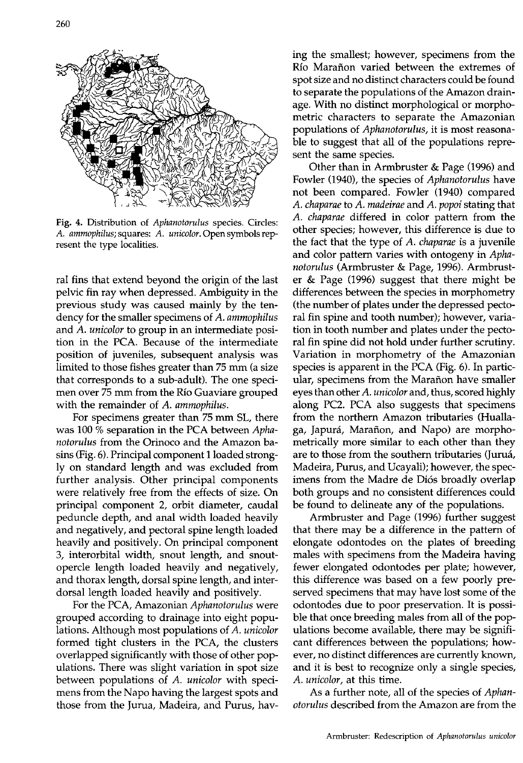Fig. 4. Distribution of *Aphanotorulus* species. Circles: *A. ammophilus*; squares: *A. unicolor*. Open symbols represent the type localities.

ral fins that extend beyond the origin of the last pelvic fin ray when depressed. Ambiguity in the previous study was caused mainly by the tendency for the smaller specimens of *A. ammophilus* and *A. unicolor* to group in an intermediate position in the PCA. Because of the intermediate position of juveniles, subsequent analysis was limited to those fishes greater than 75 mm (a size that corresponds to a sub-adult). The one specimen over 75 mm from the Río Guaviare grouped with the remainder of *A. ammophilus*.

For specimens greater than 75 mm SL, there was 100 % separation in the PCA between *Aphanotorulus* from the Orinoco and the Amazon basins (Fig. 6). Principal component 1 loaded strongly on standard length and was excluded from further analysis. Other principal components were relatively free from the effects of size. On principal component 2, orbit diameter, caudal peduncle depth, and anal width loaded heavily and negatively, and pectoral spine length loaded heavily and positively. On principal component 3, interorbital width, snout length, and snout-opercle length loaded heavily and negatively, and thorax length, dorsal spine length, and interdorsal length loaded heavily and positively.

For the PCA, Amazonian *Aphanotorulus* were grouped according to drainage into eight populations. Although most populations of *A. unicolor* formed tight clusters in the PCA, the clusters overlapped significantly with those of other populations. There was slight variation in spot size between populations of *A. unicolor* with specimens from the Napo having the largest spots and those from the Jurua, Madeira, and Purus, having the smallest; however, specimens from the Río Marañon varied between the extremes of spot size and no distinct characters could be found to separate the populations of the Amazon drainage. With no distinct morphological or morphometric characters to separate the Amazonian populations of *Aphanotorulus*, it is most reasonable to suggest that all of the populations represent the same species.

Other than in Armbruster & Page (1996) and Fowler (1940), the species of *Aphanotorulus* have not been compared. Fowler (1940) compared *A. chaparae* to *A. madeirae* and *A. popoi* stating that *A. chaparae* differed in color pattern from the other species; however, this difference is due to the fact that the type of *A. chaparae* is a juvenile and color pattern varies with ontogeny in *Aphanotorulus* (Armbruster & Page, 1996). Armbruster & Page (1996) suggest that there might be differences between the species in morphometry (the number of plates under the depressed pectoral fin spine and tooth number); however, variation in tooth number and plates under the pectoral fin spine did not hold under further scrutiny. Variation in morphometry of the Amazonian species is apparent in the PCA (Fig. 6). In particular, specimens from the Marañon have smaller eyes than other *A. unicolor* and, thus, scored highly along PC2. PCA also suggests that specimens from the northern Amazon tributaries (Huallaga, Japurá, Marañon, and Napo) are morphometrically more similar to each other than they are to those from the southern tributaries (Juruá, Madeira, Purus, and Ucayali); however, the specimens from the Madre de Diós broadly overlap both groups and no consistent differences could be found to delineate any of the populations.

Armbruster and Page (1996) further suggest that there may be a difference in the pattern of elongate odontodes on the plates of breeding males with specimens from the Madeira having fewer elongated odontodes per plate; however, this difference was based on a few poorly preserved specimens that may have lost some of the odontodes due to poor preservation. It is possible that once breeding males from all of the populations become available, there may be significant differences between the populations; however, no distinct differences are currently known, and it is best to recognize only a single species, *A. unicolor*, at this time.

As a further note, all of the species of *Aphanotorulus* described from the Amazon are from the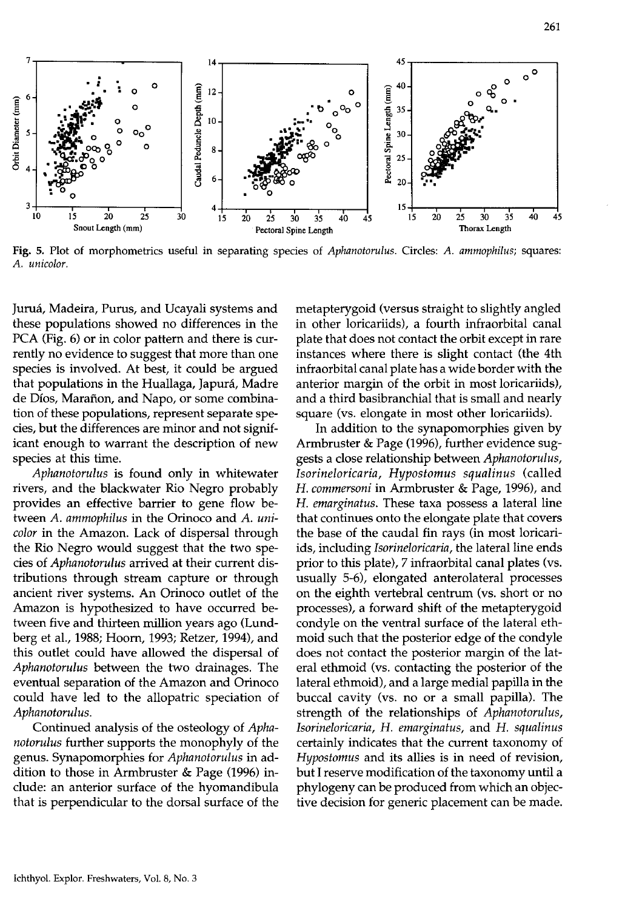Fig. 5. Plot of morphometrics useful in separating species of *Aphanotorulus*. Circles: *A. ammophilus*; squares: *A. unicolor*.

Juruá, Madeira, Purus, and Ucayali systems and these populations showed no differences in the PCA (Fig. 6) or in color pattern and there is currently no evidence to suggest that more than one species is involved. At best, it could be argued that populations in the Huallaga, Japurá, Madre de Díos, Marañon, and Napo, or some combination of these populations, represent separate species, but the differences are minor and not significant enough to warrant the description of new species at this time.

*Aphanotorulus* is found only in whitewater rivers, and the blackwater Rio Negro probably provides an effective barrier to gene flow between *A. ammophilus* in the Orinoco and *A. unicolor* in the Amazon. Lack of dispersal through the Rio Negro would suggest that the two species of *Aphanotorulus* arrived at their current distributions through stream capture or through ancient river systems. An Orinoco outlet of the Amazon is hypothesized to have occurred between five and thirteen million years ago (Lundberg et al., 1988; Hoorn, 1993; Retzer, 1994), and this outlet could have allowed the dispersal of *Aphanotorulus* between the two drainages. The eventual separation of the Amazon and Orinoco could have led to the allopatric speciation of *Aphanotorulus*.

Continued analysis of the osteology of *Aphanotorulus* further supports the monophyly of the genus. Synapomorphies for *Aphanotorulus* in addition to those in Armbruster & Page (1996) include: an anterior surface of the hyomandibula that is perpendicular to the dorsal surface of the metapterygoid (versus straight to slightly angled in other loricariids), a fourth infraorbital canal plate that does not contact the orbit except in rare instances where there is slight contact (the 4th infraorbital canal plate has a wide border with the anterior margin of the orbit in most loricariids), and a third basibranchial that is small and nearly square (vs. elongate in most other loricariids).

In addition to the synapomorphies given by Armbruster & Page (1996), further evidence suggests a close relationship between *Aphanotorulus*, *Isorineloricaria*, *Hypostomus squalinus* (called *H. commersoni* in Armbruster & Page, 1996), and *H. emarginatus*. These taxa possess a lateral line that continues onto the elongate plate that covers the base of the caudal fin rays (in most loricariids, including *Isorineloricaria*, the lateral line ends prior to this plate), 7 infraorbital canal plates (vs. usually 5-6), elongated anterolateral processes on the eighth vertebral centrum (vs. short or no processes), a forward shift of the metapterygoid condyle on the ventral surface of the lateral ethmoid such that the posterior edge of the condyle does not contact the posterior margin of the lateral ethmoid (vs. contacting the posterior of the lateral ethmoid), and a large medial papilla in the buccal cavity (vs. no or a small papilla). The strength of the relationships of *Aphanotorulus*, *Isorineloricaria*, *H. emarginatus*, and *H. squalinus* certainly indicates that the current taxonomy of *Hypostomus* and its allies is in need of revision, but I reserve modification of the taxonomy until a phylogeny can be produced from which an objective decision for generic placement can be made.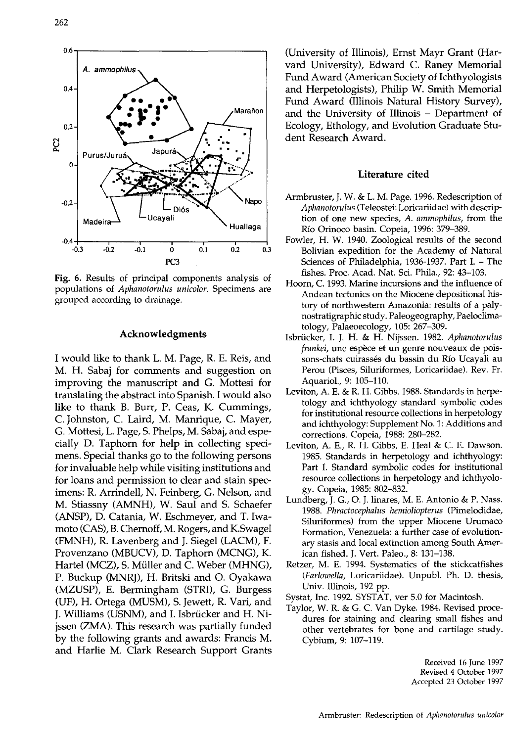0.6

0.4

0.2

0

-0.2

-0.4

PC2

-0.3 -0.2 -0.1 0 0.1 0.2 0.3

PC3

*A. ammophilus*

Marañon

Purus/Juruá

Japurá

Napo

Diós

Ucayali

Madeira

Huallaga

Fig. 6. Results of principal components analysis of populations of *Aphanotorulus unicolor*. Specimens are grouped according to drainage.

## Acknowledgments

I would like to thank L. M. Page, R. E. Reis, and M. H. Sabaj for comments and suggestion on improving the manuscript and G. Mottesi for translating the abstract into Spanish. I would also like to thank B. Burr, P. Ceas, K. Cummings, C. Johnston, C. Laird, M. Manrique, C. Mayer, G. Mottesi, L. Page, S. Phelps, M. Sabaj, and especially D. Taphorn for help in collecting specimens. Special thanks go to the following persons for invaluable help while visiting institutions and for loans and permission to clear and stain specimens: R. Arrindell, N. Feinberg, G. Nelson, and M. Stiassny (AMNH), W. Saul and S. Schaefer (ANSP), D. Catania, W. Eschmeyer, and T. Iwamoto (CAS), B. Chernoff, M. Rogers, and K.Swagel (FMNH), R. Lavenberg and J. Siegel (LACM), F. Provenzano (MBUCV), D. Taphorn (MCNG), K. Hartel (MCZ), S. Müller and C. Weber (MHNG), P. Buckup (MNRJ), H. Britski and O. Oyakawa (MZUSP), E. Bermingham (STRI), G. Burgess (UF), H. Ortega (MUSM), S. Jewett, R. Vari, and J. Williams (USNM), and I. Isbrücker and H. Nijssen (ZMA). This research was partially funded by the following grants and awards: Francis M. and Harlie M. Clark Research Support Grants (University of Illinois), Ernst Mayr Grant (Harvard University), Edward C. Raney Memorial Fund Award (American Society of Ichthyologists and Herpetologists), Philip W. Smith Memorial Fund Award (Illinois Natural History Survey), and the University of Illinois – Department of Ecology, Ethology, and Evolution Graduate Student Research Award.

## Literature cited

Armbruster, J. W. & L. M. Page. 1996. Redescription of *Aphanotorulus* (Teleostei: Loricariidae) with description of one new species, *A. ammophilus*, from the Río Orinoco basin. Copeia, 1996: 379–389.

Fowler, H. W. 1940. Zoological results of the second Bolivian expedition for the Academy of Natural Sciences of Philadelphia, 1936-1937. Part I. – The fishes. Proc. Acad. Nat. Sci. Phila., 92: 43–103.

Hoorn, C. 1993. Marine incursions and the influence of Andean tectonics on the Miocene depositional history of northwestern Amazonia: results of a palynostratigraphic study. Paleogeography, Paeloclimatology, Palaeoecology, 105: 267–309.

Isbrücker, I. J. H. & H. Nijssen. 1982. *Aphanotorulus frankei*, une espèce et un genre nouveaux de poissons-chats cuirassés du bassin du Río Ucayali au Perou (Pisces, Siluriformes, Loricariidae). Rev. Fr. Aquariol., 9: 105–110.

Leviton, A. E. & R. H. Gibbs. 1988. Standards in herpetology and ichthyology standard symbolic codes for institutional resource collections in herpetology and ichthyology: Supplement No. 1: Additions and corrections. Copeia, 1988: 280–282.

Leviton, A. E., R. H. Gibbs, E. Heal & C. E. Dawson. 1985. Standards in herpetology and ichthyology: Part I. Standard symbolic codes for institutional resource collections in herpetology and ichthyology. Copeia, 1985: 802–832.

Lundberg, J. G., O. J. linares, M. E. Antonio & P. Nass. 1988. *Phractocephalus hemioliopterus* (Pimelodidae, Siluriformes) from the upper Miocene Urumaco Formation, Venezuela: a further case of evolutionary stasis and local extinction among South American fished. J. Vert. Paleo., 8: 131–138.

Retzer, M. E. 1994. Systematics of the stickcatfishes (*Farlowella*, Loricariidae). Unpubl. Ph. D. thesis, Univ. Illinois, 192 pp.

Systat, Inc. 1992. SYSTAT, ver 5.0 for Macintosh.

Taylor, W. R. & G. C. Van Dyke. 1984. Revised procedures for staining and clearing small fishes and other vertebrates for bone and cartilage study. Cybium, 9: 107–119.

Received 16 June 1997
Revised 4 October 1997
Accepted 23 October 1997